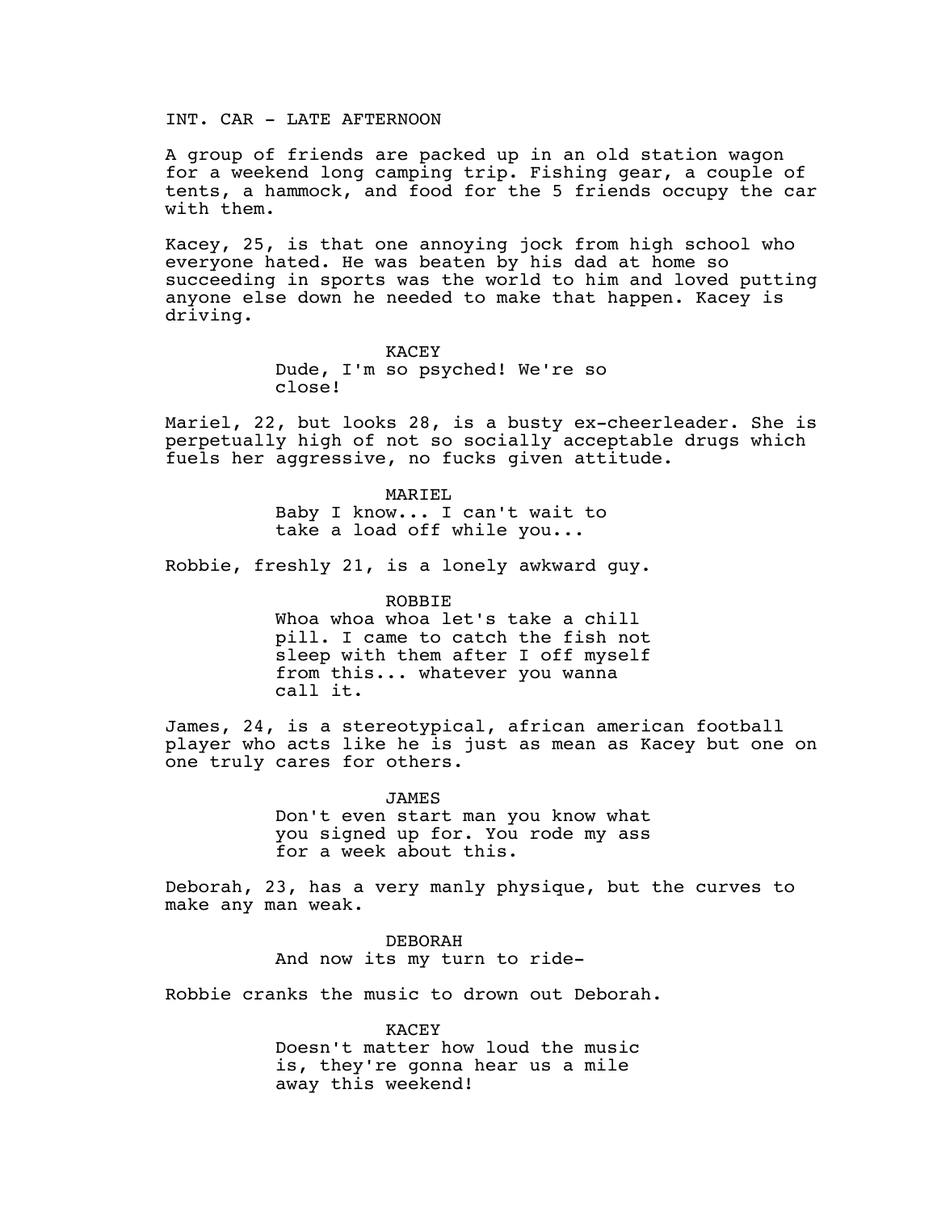INT. CAR - LATE AFTERNOON

A group of friends are packed up in an old station wagon for a weekend long camping trip. Fishing gear, a couple of tents, a hammock, and food for the 5 friends occupy the car with them.

Kacey, 25, is that one annoying jock from high school who everyone hated. He was beaten by his dad at home so succeeding in sports was the world to him and loved putting anyone else down he needed to make that happen. Kacey is driving.

KACEY
Dude, I'm so psyched! We're so close!

Mariel, 22, but looks 28, is a busty ex-cheerleader. She is perpetually high of not so socially acceptable drugs which fuels her aggressive, no fucks given attitude.

MARIEL
Baby I know... I can't wait to take a load off while you...

Robbie, freshly 21, is a lonely awkward guy.

ROBBIE
Whoa whoa whoa let's take a chill pill. I came to catch the fish not sleep with them after I off myself from this... whatever you wanna call it.

James, 24, is a stereotypical, african american football player who acts like he is just as mean as Kacey but one on one truly cares for others.

JAMES
Don't even start man you know what you signed up for. You rode my ass for a week about this.

Deborah, 23, has a very manly physique, but the curves to make any man weak.

DEBORAH
And now its my turn to ride-

Robbie cranks the music to drown out Deborah.

KACEY
Doesn't matter how loud the music is, they're gonna hear us a mile away this weekend!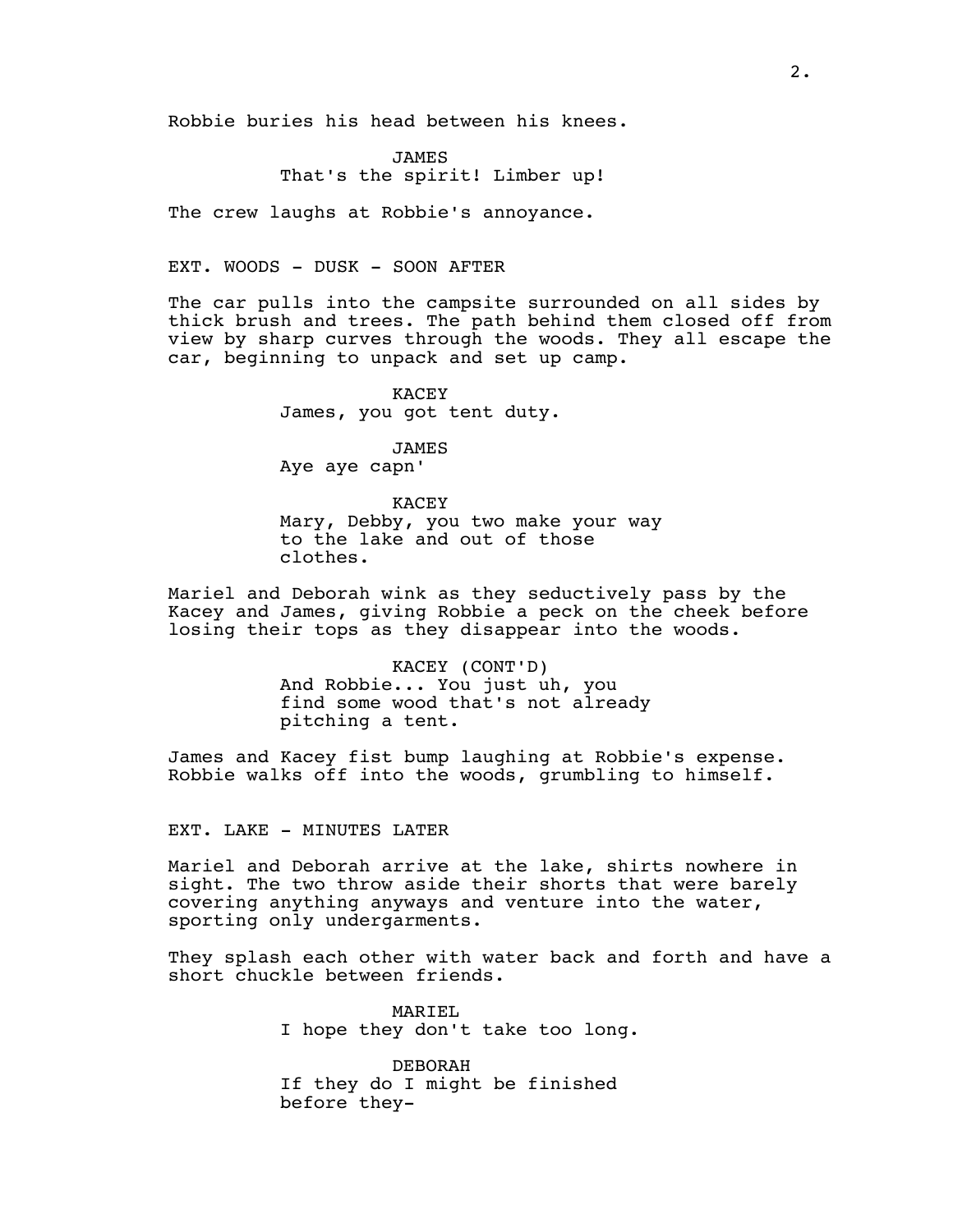Robbie buries his head between his knees.

JAMES
That's the spirit! Limber up!

The crew laughs at Robbie's annoyance.

EXT. WOODS - DUSK - SOON AFTER

The car pulls into the campsite surrounded on all sides by thick brush and trees. The path behind them closed off from view by sharp curves through the woods. They all escape the car, beginning to unpack and set up camp.

KACEY
James, you got tent duty.

JAMES
Aye aye capn'

KACEY
Mary, Debby, you two make your way to the lake and out of those clothes.

Mariel and Deborah wink as they seductively pass by the Kacey and James, giving Robbie a peck on the cheek before losing their tops as they disappear into the woods.

KACEY (CONT'D)
And Robbie... You just uh, you find some wood that's not already pitching a tent.

James and Kacey fist bump laughing at Robbie's expense. Robbie walks off into the woods, grumbling to himself.

EXT. LAKE - MINUTES LATER

Mariel and Deborah arrive at the lake, shirts nowhere in sight. The two throw aside their shorts that were barely covering anything anyways and venture into the water, sporting only undergarments.

They splash each other with water back and forth and have a short chuckle between friends.

MARIEL
I hope they don't take too long.

DEBORAH
If they do I might be finished before they-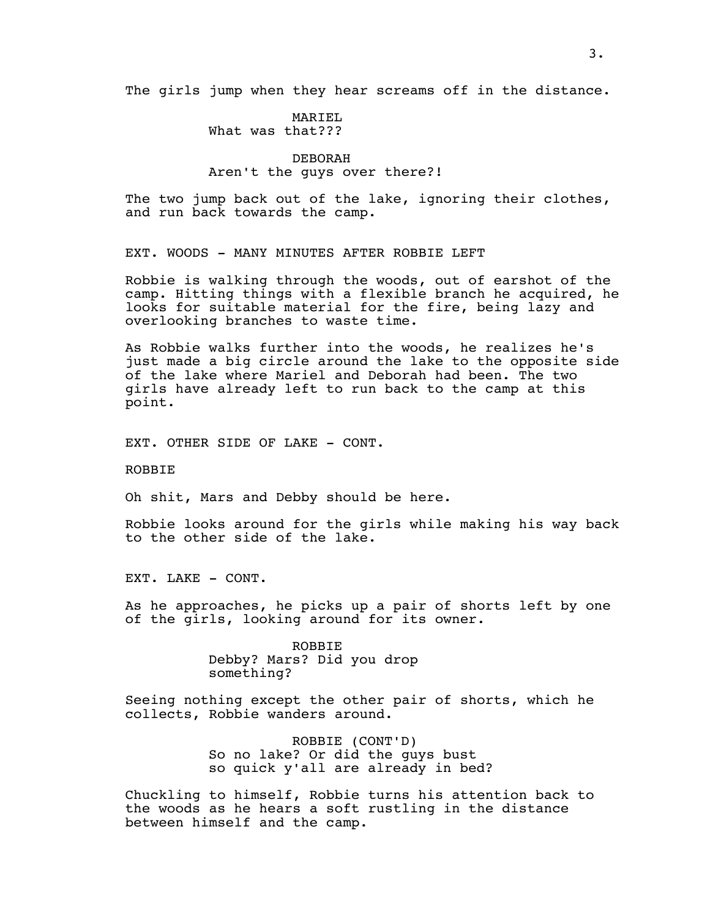The girls jump when they hear screams off in the distance.

MARIEL
What was that???

DEBORAH
Aren't the guys over there?!

The two jump back out of the lake, ignoring their clothes, and run back towards the camp.

EXT. WOODS - MANY MINUTES AFTER ROBBIE LEFT

Robbie is walking through the woods, out of earshot of the camp. Hitting things with a flexible branch he acquired, he looks for suitable material for the fire, being lazy and overlooking branches to waste time.

As Robbie walks further into the woods, he realizes he's just made a big circle around the lake to the opposite side of the lake where Mariel and Deborah had been. The two girls have already left to run back to the camp at this point.

EXT. OTHER SIDE OF LAKE - CONT.

ROBBIE

Oh shit, Mars and Debby should be here.

Robbie looks around for the girls while making his way back to the other side of the lake.

EXT. LAKE - CONT.

As he approaches, he picks up a pair of shorts left by one of the girls, looking around for its owner.

ROBBIE
Debby? Mars? Did you drop something?

Seeing nothing except the other pair of shorts, which he collects, Robbie wanders around.

ROBBIE (CONT'D)
So no lake? Or did the guys bust so quick y'all are already in bed?

Chuckling to himself, Robbie turns his attention back to the woods as he hears a soft rustling in the distance between himself and the camp.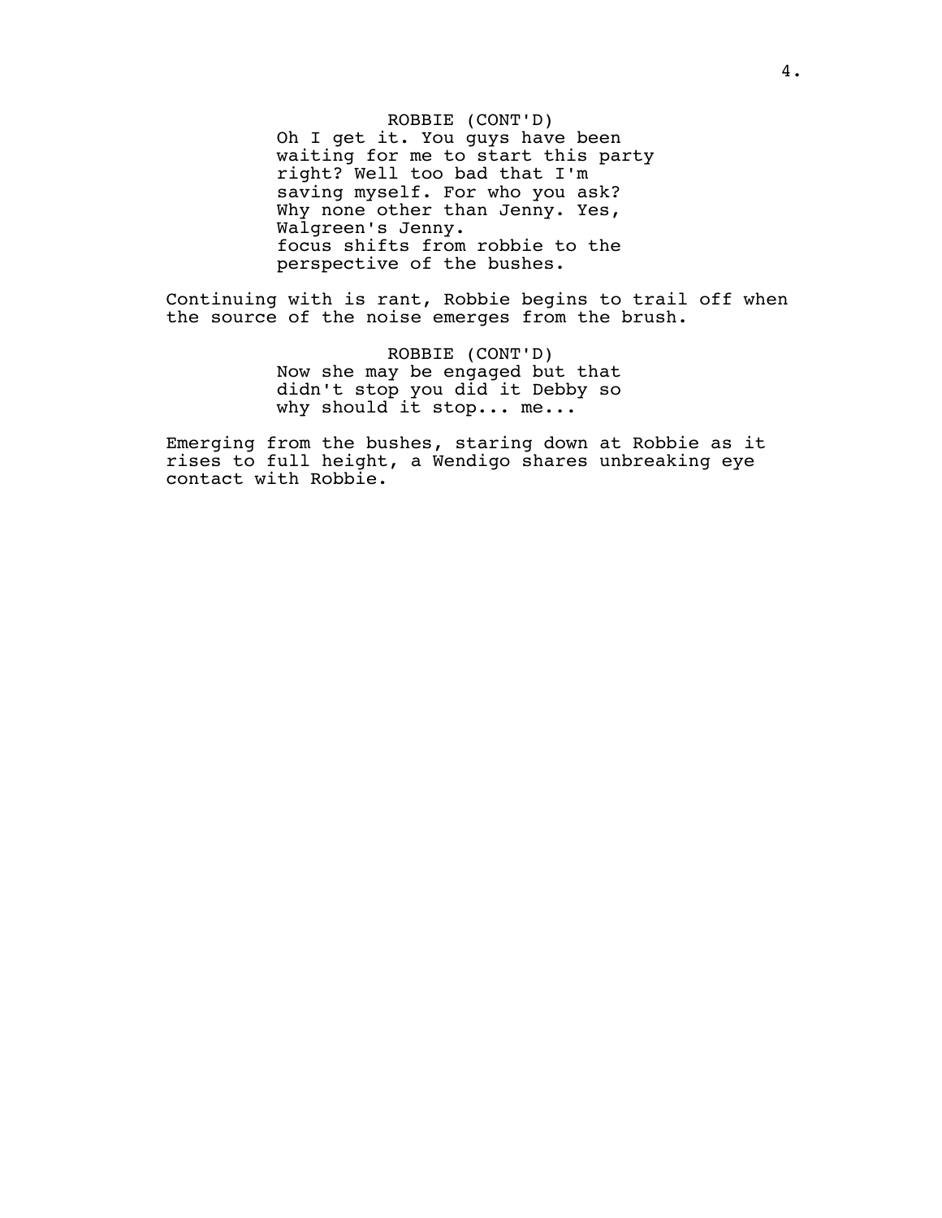ROBBIE (CONT'D)
Oh I get it. You guys have been waiting for me to start this party right? Well too bad that I'm saving myself. For who you ask? Why none other than Jenny. Yes, Walgreen's Jenny.
focus shifts from robbie to the perspective of the bushes.

Continuing with is rant, Robbie begins to trail off when the source of the noise emerges from the brush.

ROBBIE (CONT'D)
Now she may be engaged but that didn't stop you did it Debby so why should it stop... me...

Emerging from the bushes, staring down at Robbie as it rises to full height, a Wendigo shares unbreaking eye contact with Robbie.